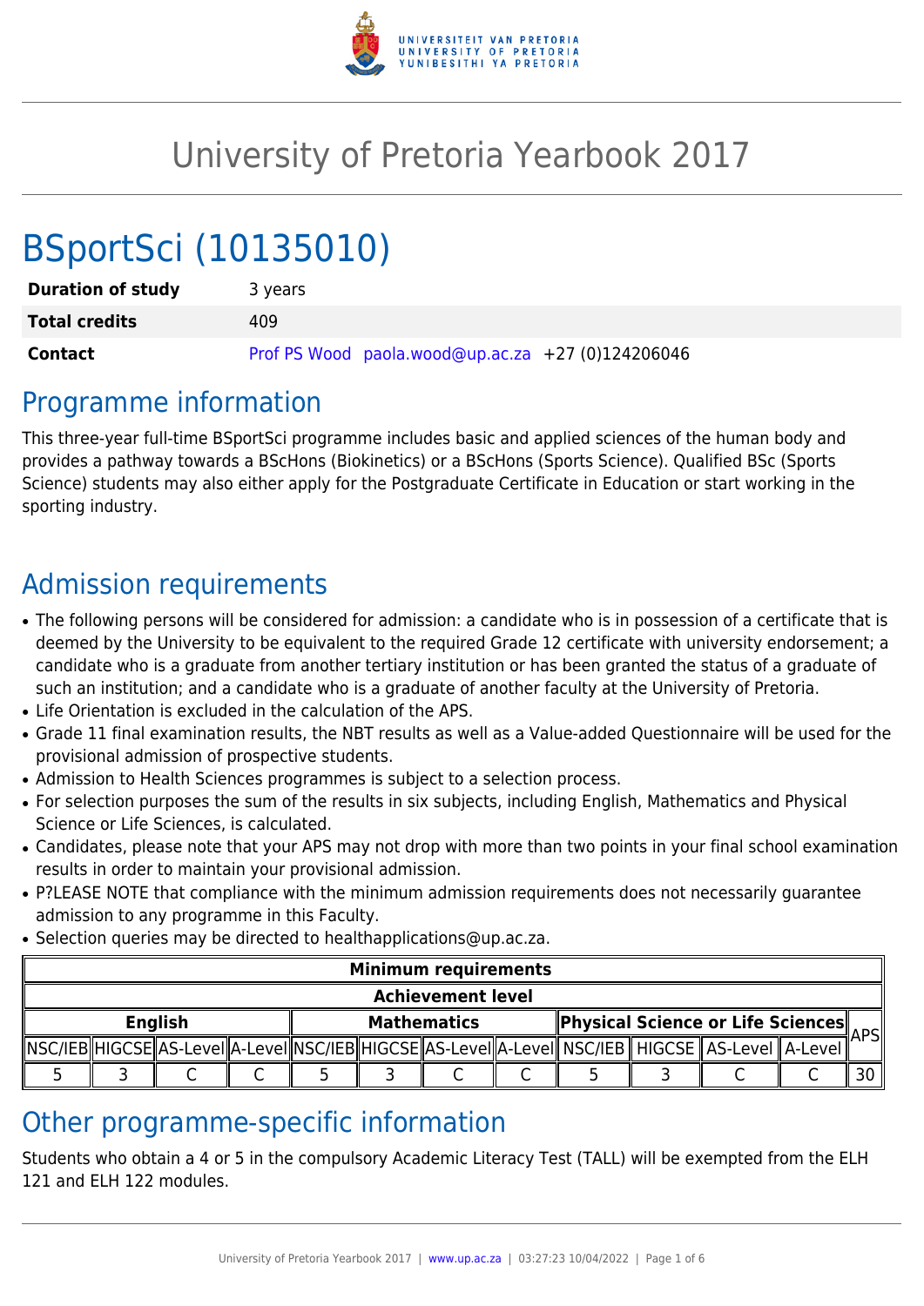# University of Pretoria Yearbook 2017

# BSportSci (10135010)

| **Duration of study** | 3 years |
|---|---|
| **Total credits** | 409 |
| **Contact** | Prof PS Wood paola.wood@up.ac.za +27 (0)124206046 |

## Programme information

This three-year full-time BSportSci programme includes basic and applied sciences of the human body and provides a pathway towards a BScHons (Biokinetics) or a BScHons (Sports Science). Qualified BSc (Sports Science) students may also either apply for the Postgraduate Certificate in Education or start working in the sporting industry.

## Admission requirements

- The following persons will be considered for admission: a candidate who is in possession of a certificate that is deemed by the University to be equivalent to the required Grade 12 certificate with university endorsement; a candidate who is a graduate from another tertiary institution or has been granted the status of a graduate of such an institution; and a candidate who is a graduate of another faculty at the University of Pretoria.
- Life Orientation is excluded in the calculation of the APS.
- Grade 11 final examination results, the NBT results as well as a Value-added Questionnaire will be used for the provisional admission of prospective students.
- Admission to Health Sciences programmes is subject to a selection process.
- For selection purposes the sum of the results in six subjects, including English, Mathematics and Physical Science or Life Sciences, is calculated.
- Candidates, please note that your APS may not drop with more than two points in your final school examination results in order to maintain your provisional admission.
- P?LEASE NOTE that compliance with the minimum admission requirements does not necessarily guarantee admission to any programme in this Faculty.
- Selection queries may be directed to healthapplications@up.ac.za.

| Minimum requirements | | | | | | | | | | | | |
|---|---|---|---|---|---|---|---|---|---|---|---|---|
| Achievement level | | | | | | | | | | | | |
| English | | | | Mathematics | | | | Physical Science or Life Sciences | | | | APS |
| NSC/IEB | HIGCSE | AS-Level | A-Level | NSC/IEB | HIGCSE | AS-Level | A-Level | NSC/IEB | HIGCSE | AS-Level | A-Level | |
| 5 | 3 | C | C | 5 | 3 | C | C | 5 | 3 | C | C | 30 |

## Other programme-specific information

Students who obtain a 4 or 5 in the compulsory Academic Literacy Test (TALL) will be exempted from the ELH 121 and ELH 122 modules.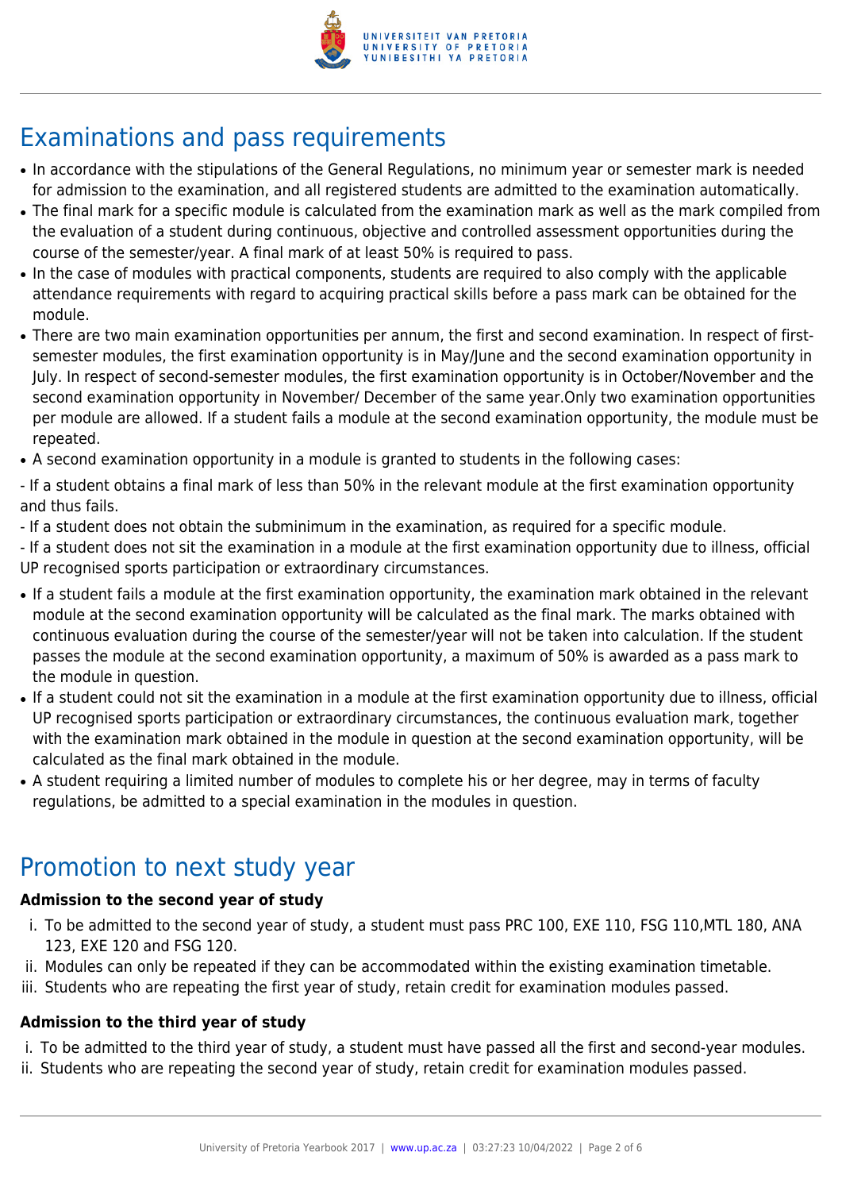## Examinations and pass requirements

- In accordance with the stipulations of the General Regulations, no minimum year or semester mark is needed for admission to the examination, and all registered students are admitted to the examination automatically.
- The final mark for a specific module is calculated from the examination mark as well as the mark compiled from the evaluation of a student during continuous, objective and controlled assessment opportunities during the course of the semester/year. A final mark of at least 50% is required to pass.
- In the case of modules with practical components, students are required to also comply with the applicable attendance requirements with regard to acquiring practical skills before a pass mark can be obtained for the module.
- There are two main examination opportunities per annum, the first and second examination. In respect of first-semester modules, the first examination opportunity is in May/June and the second examination opportunity in July. In respect of second-semester modules, the first examination opportunity is in October/November and the second examination opportunity in November/ December of the same year.Only two examination opportunities per module are allowed. If a student fails a module at the second examination opportunity, the module must be repeated.
- A second examination opportunity in a module is granted to students in the following cases:

- If a student obtains a final mark of less than 50% in the relevant module at the first examination opportunity and thus fails.
- If a student does not obtain the subminimum in the examination, as required for a specific module.
- If a student does not sit the examination in a module at the first examination opportunity due to illness, official UP recognised sports participation or extraordinary circumstances.

- If a student fails a module at the first examination opportunity, the examination mark obtained in the relevant module at the second examination opportunity will be calculated as the final mark. The marks obtained with continuous evaluation during the course of the semester/year will not be taken into calculation. If the student passes the module at the second examination opportunity, a maximum of 50% is awarded as a pass mark to the module in question.
- If a student could not sit the examination in a module at the first examination opportunity due to illness, official UP recognised sports participation or extraordinary circumstances, the continuous evaluation mark, together with the examination mark obtained in the module in question at the second examination opportunity, will be calculated as the final mark obtained in the module.
- A student requiring a limited number of modules to complete his or her degree, may in terms of faculty regulations, be admitted to a special examination in the modules in question.

## Promotion to next study year

**Admission to the second year of study**

i. To be admitted to the second year of study, a student must pass PRC 100, EXE 110, FSG 110,MTL 180, ANA 123, EXE 120 and FSG 120.
ii. Modules can only be repeated if they can be accommodated within the existing examination timetable.
iii. Students who are repeating the first year of study, retain credit for examination modules passed.

**Admission to the third year of study**

i. To be admitted to the third year of study, a student must have passed all the first and second-year modules.
ii. Students who are repeating the second year of study, retain credit for examination modules passed.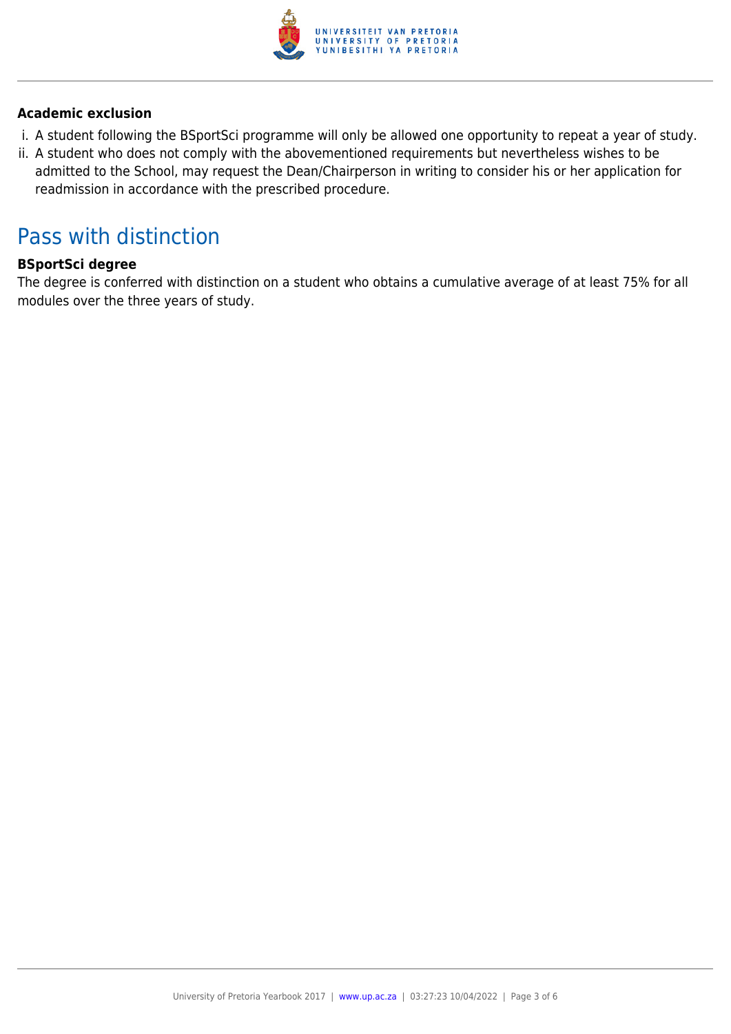**Academic exclusion**

i. A student following the BSportSci programme will only be allowed one opportunity to repeat a year of study.
ii. A student who does not comply with the abovementioned requirements but nevertheless wishes to be admitted to the School, may request the Dean/Chairperson in writing to consider his or her application for readmission in accordance with the prescribed procedure.

## Pass with distinction

**BSportSci degree**

The degree is conferred with distinction on a student who obtains a cumulative average of at least 75% for all modules over the three years of study.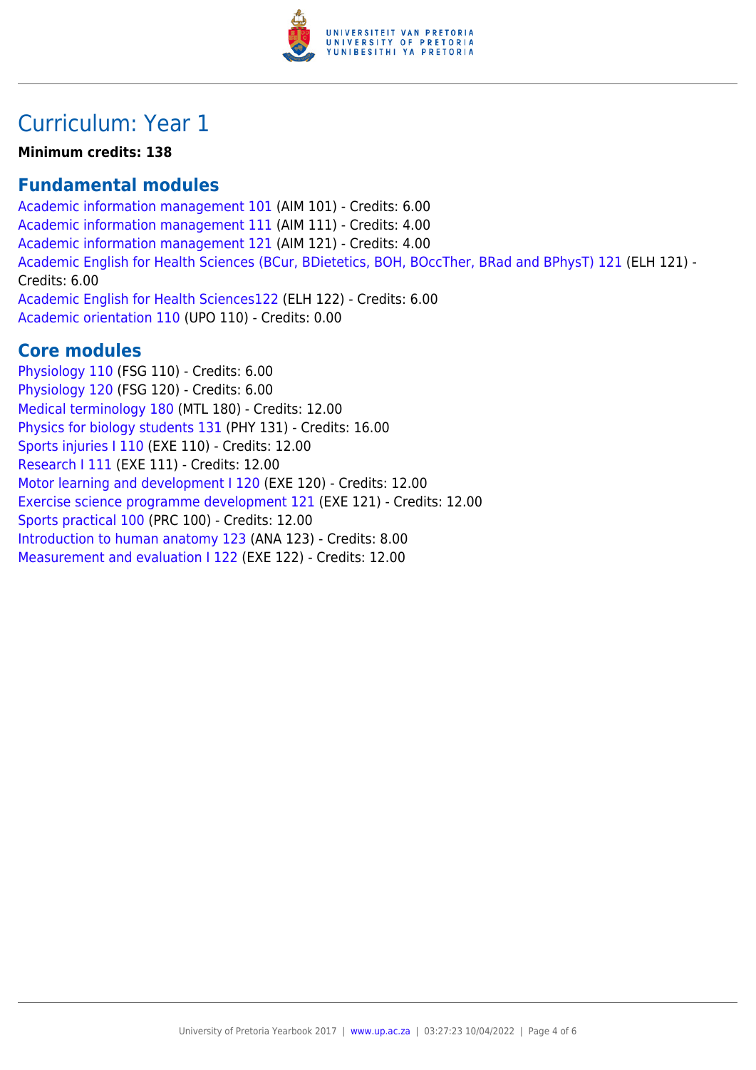# Curriculum: Year 1

**Minimum credits: 138**

## Fundamental modules

Academic information management 101 (AIM 101) - Credits: 6.00
Academic information management 111 (AIM 111) - Credits: 4.00
Academic information management 121 (AIM 121) - Credits: 4.00
Academic English for Health Sciences (BCur, BDietetics, BOH, BOccTher, BRad and BPhysT) 121 (ELH 121) - Credits: 6.00
Academic English for Health Sciences122 (ELH 122) - Credits: 6.00
Academic orientation 110 (UPO 110) - Credits: 0.00

## Core modules

Physiology 110 (FSG 110) - Credits: 6.00
Physiology 120 (FSG 120) - Credits: 6.00
Medical terminology 180 (MTL 180) - Credits: 12.00
Physics for biology students 131 (PHY 131) - Credits: 16.00
Sports injuries I 110 (EXE 110) - Credits: 12.00
Research I 111 (EXE 111) - Credits: 12.00
Motor learning and development I 120 (EXE 120) - Credits: 12.00
Exercise science programme development 121 (EXE 121) - Credits: 12.00
Sports practical 100 (PRC 100) - Credits: 12.00
Introduction to human anatomy 123 (ANA 123) - Credits: 8.00
Measurement and evaluation I 122 (EXE 122) - Credits: 12.00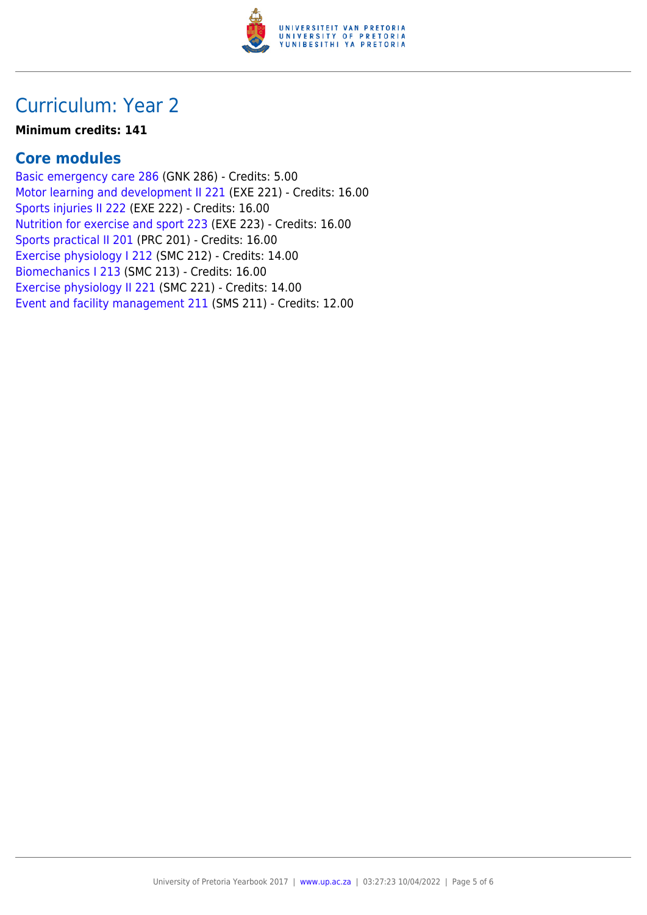# Curriculum: Year 2

**Minimum credits: 141**

## Core modules

Basic emergency care 286 (GNK 286) - Credits: 5.00
Motor learning and development II 221 (EXE 221) - Credits: 16.00
Sports injuries II 222 (EXE 222) - Credits: 16.00
Nutrition for exercise and sport 223 (EXE 223) - Credits: 16.00
Sports practical II 201 (PRC 201) - Credits: 16.00
Exercise physiology I 212 (SMC 212) - Credits: 14.00
Biomechanics I 213 (SMC 213) - Credits: 16.00
Exercise physiology II 221 (SMC 221) - Credits: 14.00
Event and facility management 211 (SMS 211) - Credits: 12.00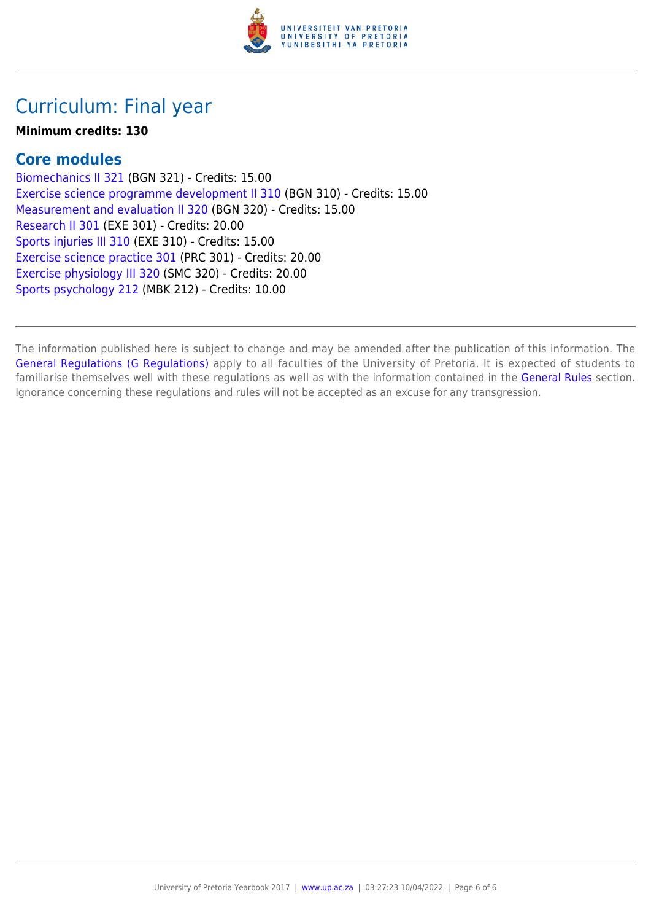## Curriculum: Final year

**Minimum credits: 130**

### Core modules

Biomechanics II 321 (BGN 321) - Credits: 15.00
Exercise science programme development II 310 (BGN 310) - Credits: 15.00
Measurement and evaluation II 320 (BGN 320) - Credits: 15.00
Research II 301 (EXE 301) - Credits: 20.00
Sports injuries III 310 (EXE 310) - Credits: 15.00
Exercise science practice 301 (PRC 301) - Credits: 20.00
Exercise physiology III 320 (SMC 320) - Credits: 20.00
Sports psychology 212 (MBK 212) - Credits: 10.00

---

The information published here is subject to change and may be amended after the publication of this information. The General Regulations (G Regulations) apply to all faculties of the University of Pretoria. It is expected of students to familiarise themselves well with these regulations as well as with the information contained in the General Rules section. Ignorance concerning these regulations and rules will not be accepted as an excuse for any transgression.